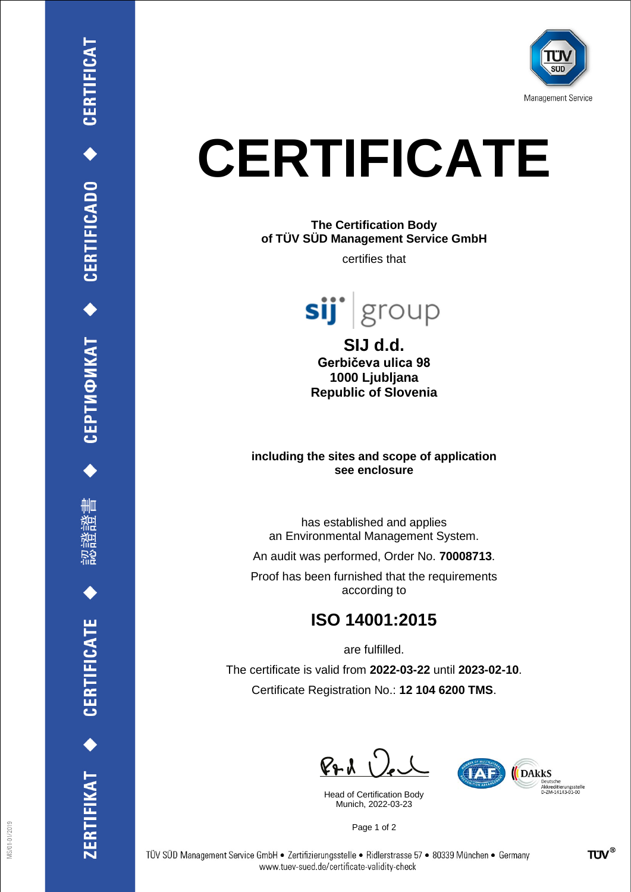# CERTIFICATE

**The Certification Body**
**of TÜV SÜD Management Service GmbH**

certifies that

## SIJ d.d.

**Gerbičeva ulica 98**
**1000 Ljubljana**
**Republic of Slovenia**

**including the sites and scope of application**
**see enclosure**

has established and applies
an Environmental Management System.

An audit was performed, Order No. **70008713**.

Proof has been furnished that the requirements
according to

## ISO 14001:2015

are fulfilled.

The certificate is valid from **2022-03-22** until **2023-02-10**.

Certificate Registration No.: **12 104 6200 TMS**.

Head of Certification Body
Munich, 2022-03-23

TÜV SÜD Management Service GmbH • Zertifizierungsstelle • Ridlerstrasse 57 • 80339 München • Germany
www.tuev-sued.de/certificate-validity-check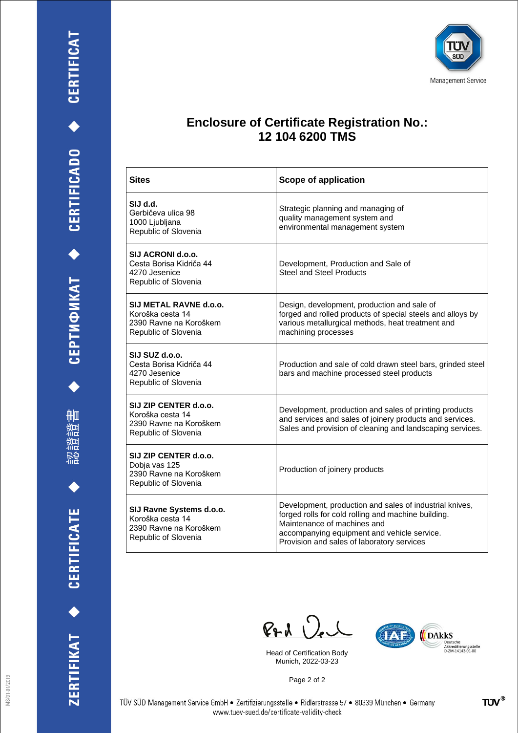# Enclosure of Certificate Registration No.: 12 104 6200 TMS

| Sites | Scope of application |
|---|---|
| **SIJ d.d.**<br>Gerbičeva ulica 98<br>1000 Ljubljana<br>Republic of Slovenia | Strategic planning and managing of quality management system and environmental management system |
| **SIJ ACRONI d.o.o.**<br>Cesta Borisa Kidriča 44<br>4270 Jesenice<br>Republic of Slovenia | Development, Production and Sale of Steel and Steel Products |
| **SIJ METAL RAVNE d.o.o.**<br>Koroška cesta 14<br>2390 Ravne na Koroškem<br>Republic of Slovenia | Design, development, production and sale of forged and rolled products of special steels and alloys by various metallurgical methods, heat treatment and machining processes |
| **SIJ SUZ d.o.o.**<br>Cesta Borisa Kidriča 44<br>4270 Jesenice<br>Republic of Slovenia | Production and sale of cold drawn steel bars, grinded steel bars and machine processed steel products |
| **SIJ ZIP CENTER d.o.o.**<br>Koroška cesta 14<br>2390 Ravne na Koroškem<br>Republic of Slovenia | Development, production and sales of printing products and services and sales of joinery products and services. Sales and provision of cleaning and landscaping services. |
| **SIJ ZIP CENTER d.o.o.**<br>Dobja vas 125<br>2390 Ravne na Koroškem<br>Republic of Slovenia | Production of joinery products |
| **SIJ Ravne Systems d.o.o.**<br>Koroška cesta 14<br>2390 Ravne na Koroškem<br>Republic of Slovenia | Development, production and sales of industrial knives, forged rolls for cold rolling and machine building. Maintenance of machines and accompanying equipment and vehicle service. Provision and sales of laboratory services |

Head of Certification Body
Munich, 2022-03-23

DAkkS Deutsche Akkreditierungsstelle D-ZM-14143-01-00

TÜV SÜD Management Service GmbH • Zertifizierungsstelle • Ridlerstrasse 57 • 80339 München • Germany
www.tuev-sued.de/certificate-validity-check